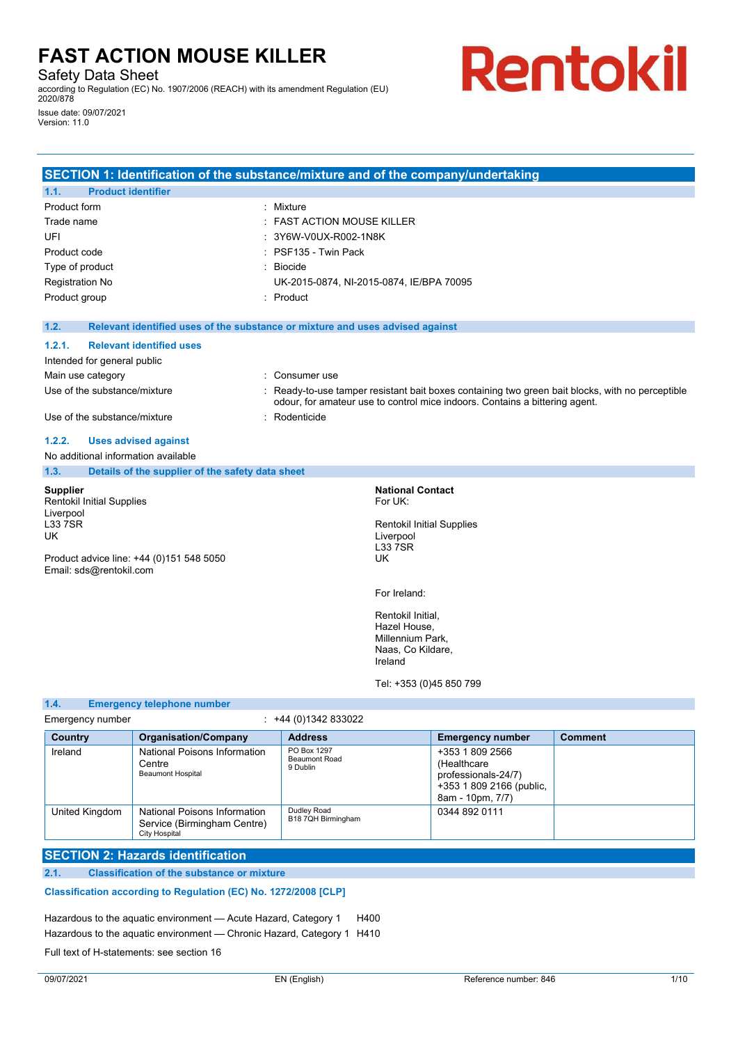# FAST ACTION MOUSE KILLER

Safety Data Sheet

according to Regulation (EC) No. 1907/2006 (REACH) with its amendment Regulation (EU) 2020/878

Issue date: 09/07/2021

Version: 11.0

Rentokil

## SECTION 1: Identification of the substance/mixture and of the company/undertaking

### 1.1. Product identifier

| | |
|---|---|
| Product form | : Mixture |
| Trade name | : FAST ACTION MOUSE KILLER |
| UFI | : 3Y6W-V0UX-R002-1N8K |
| Product code | : PSF135 - Twin Pack |
| Type of product | : Biocide |
| Registration No | UK-2015-0874, NI-2015-0874, IE/BPA 70095 |
| Product group | : Product |

### 1.2. Relevant identified uses of the substance or mixture and uses advised against

#### 1.2.1. Relevant identified uses

Intended for general public

| | |
|---|---|
| Main use category | : Consumer use |
| Use of the substance/mixture | : Ready-to-use tamper resistant bait boxes containing two green bait blocks, with no perceptible odour, for amateur use to control mice indoors. Contains a bittering agent. |
| Use of the substance/mixture | : Rodenticide |

#### 1.2.2. Uses advised against

No additional information available

### 1.3. Details of the supplier of the safety data sheet

**Supplier**
Rentokil Initial Supplies
Liverpool
L33 7SR
UK

Product advice line: +44 (0)151 548 5050
Email: sds@rentokil.com

**National Contact**
For UK:

Rentokil Initial Supplies
Liverpool
L33 7SR
UK

For Ireland:

Rentokil Initial,
Hazel House,
Millennium Park,
Naas, Co Kildare,
Ireland

Tel: +353 (0)45 850 799

### 1.4. Emergency telephone number

Emergency number : +44 (0)1342 833022

| Country | Organisation/Company | Address | Emergency number | Comment |
|---|---|---|---|---|
| Ireland | National Poisons Information Centre Beaumont Hospital | PO Box 1297 Beaumont Road 9 Dublin | +353 1 809 2566 (Healthcare professionals-24/7) +353 1 809 2166 (public, 8am - 10pm, 7/7) | |
| United Kingdom | National Poisons Information Service (Birmingham Centre) City Hospital | Dudley Road B18 7QH Birmingham | 0344 892 0111 | |

## SECTION 2: Hazards identification

### 2.1. Classification of the substance or mixture

**Classification according to Regulation (EC) No. 1272/2008 [CLP]**

Hazardous to the aquatic environment — Acute Hazard, Category 1 H400

Hazardous to the aquatic environment — Chronic Hazard, Category 1 H410

Full text of H-statements: see section 16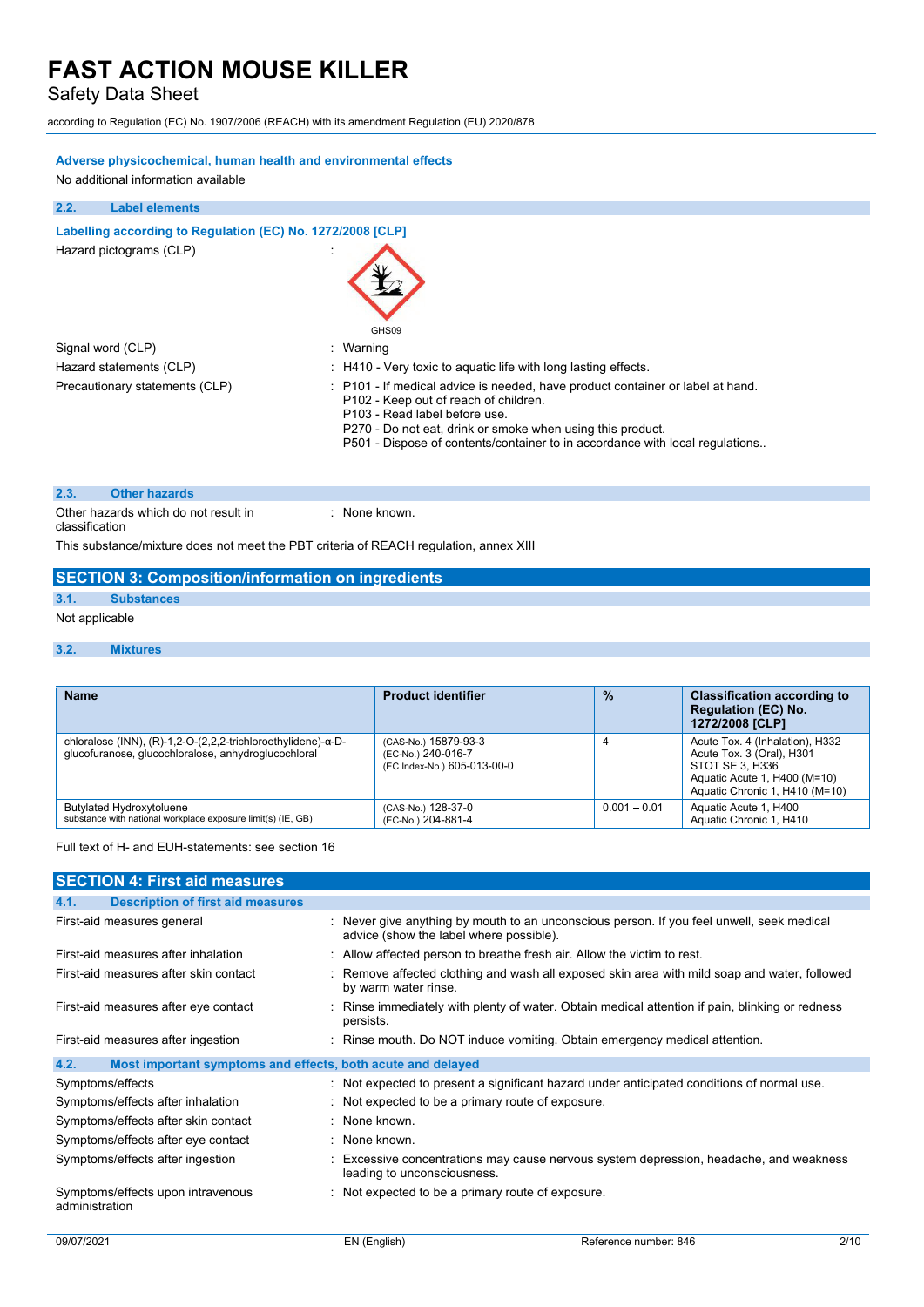#### Adverse physicochemical, human health and environmental effects

No additional information available

### 2.2. Label elements

#### Labelling according to Regulation (EC) No. 1272/2008 [CLP]

Hazard pictograms (CLP) :

GHS09

Signal word (CLP) : Warning

Hazard statements (CLP) : H410 - Very toxic to aquatic life with long lasting effects.

Precautionary statements (CLP) : P101 - If medical advice is needed, have product container or label at hand.
P102 - Keep out of reach of children.
P103 - Read label before use.
P270 - Do not eat, drink or smoke when using this product.
P501 - Dispose of contents/container to in accordance with local regulations..

### 2.3. Other hazards

Other hazards which do not result in classification : None known.

This substance/mixture does not meet the PBT criteria of REACH regulation, annex XIII

## SECTION 3: Composition/information on ingredients

### 3.1. Substances

Not applicable

### 3.2. Mixtures

| Name | Product identifier | % | Classification according to Regulation (EC) No. 1272/2008 [CLP] |
|---|---|---|---|
| chloralose (INN), (R)-1,2-O-(2,2,2-trichloroethylidene)-α-D-glucofuranose, glucochloralose, anhydroglucochloral | (CAS-No.) 15879-93-3<br>(EC-No.) 240-016-7<br>(EC Index-No.) 605-013-00-0 | 4 | Acute Tox. 4 (Inhalation), H332<br>Acute Tox. 3 (Oral), H301<br>STOT SE 3, H336<br>Aquatic Acute 1, H400 (M=10)<br>Aquatic Chronic 1, H410 (M=10) |
| Butylated Hydroxytoluene<br>substance with national workplace exposure limit(s) (IE, GB) | (CAS-No.) 128-37-0<br>(EC-No.) 204-881-4 | 0.001 – 0.01 | Aquatic Acute 1, H400<br>Aquatic Chronic 1, H410 |

Full text of H- and EUH-statements: see section 16

## SECTION 4: First aid measures

### 4.1. Description of first aid measures

First-aid measures general : Never give anything by mouth to an unconscious person. If you feel unwell, seek medical advice (show the label where possible).

First-aid measures after inhalation : Allow affected person to breathe fresh air. Allow the victim to rest.

First-aid measures after skin contact : Remove affected clothing and wash all exposed skin area with mild soap and water, followed by warm water rinse.

First-aid measures after eye contact : Rinse immediately with plenty of water. Obtain medical attention if pain, blinking or redness persists.

First-aid measures after ingestion : Rinse mouth. Do NOT induce vomiting. Obtain emergency medical attention.

### 4.2. Most important symptoms and effects, both acute and delayed

Symptoms/effects : Not expected to present a significant hazard under anticipated conditions of normal use.

Symptoms/effects after inhalation : Not expected to be a primary route of exposure.

Symptoms/effects after skin contact : None known.

Symptoms/effects after eye contact : None known.

Symptoms/effects after ingestion : Excessive concentrations may cause nervous system depression, headache, and weakness leading to unconsciousness.

Symptoms/effects upon intravenous administration : Not expected to be a primary route of exposure.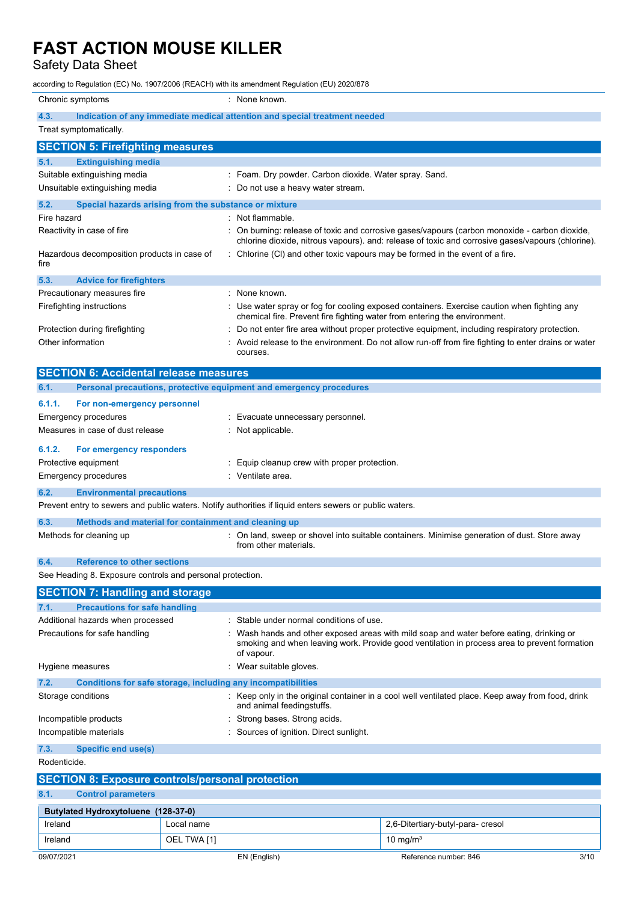| | |
|---|---|
| Chronic symptoms | : None known. |

### 4.3. Indication of any immediate medical attention and special treatment needed

Treat symptomatically.

## SECTION 5: Firefighting measures

### 5.1. Extinguishing media

| | |
|---|---|
| Suitable extinguishing media | : Foam. Dry powder. Carbon dioxide. Water spray. Sand. |
| Unsuitable extinguishing media | : Do not use a heavy water stream. |

### 5.2. Special hazards arising from the substance or mixture

| | |
|---|---|
| Fire hazard | : Not flammable. |
| Reactivity in case of fire | : On burning: release of toxic and corrosive gases/vapours (carbon monoxide - carbon dioxide, chlorine dioxide, nitrous vapours). and: release of toxic and corrosive gases/vapours (chlorine). |
| Hazardous decomposition products in case of fire | : Chlorine (Cl) and other toxic vapours may be formed in the event of a fire. |

### 5.3. Advice for firefighters

| | |
|---|---|
| Precautionary measures fire | : None known. |
| Firefighting instructions | : Use water spray or fog for cooling exposed containers. Exercise caution when fighting any chemical fire. Prevent fire fighting water from entering the environment. |
| Protection during firefighting | : Do not enter fire area without proper protective equipment, including respiratory protection. |
| Other information | : Avoid release to the environment. Do not allow run-off from fire fighting to enter drains or water courses. |

## SECTION 6: Accidental release measures

### 6.1. Personal precautions, protective equipment and emergency procedures

#### 6.1.1. For non-emergency personnel

| | |
|---|---|
| Emergency procedures | : Evacuate unnecessary personnel. |
| Measures in case of dust release | : Not applicable. |

#### 6.1.2. For emergency responders

| | |
|---|---|
| Protective equipment | : Equip cleanup crew with proper protection. |
| Emergency procedures | : Ventilate area. |

### 6.2. Environmental precautions

Prevent entry to sewers and public waters. Notify authorities if liquid enters sewers or public waters.

### 6.3. Methods and material for containment and cleaning up

| | |
|---|---|
| Methods for cleaning up | : On land, sweep or shovel into suitable containers. Minimise generation of dust. Store away from other materials. |

### 6.4. Reference to other sections

See Heading 8. Exposure controls and personal protection.

## SECTION 7: Handling and storage

### 7.1. Precautions for safe handling

| | |
|---|---|
| Additional hazards when processed | : Stable under normal conditions of use. |
| Precautions for safe handling | : Wash hands and other exposed areas with mild soap and water before eating, drinking or smoking and when leaving work. Provide good ventilation in process area to prevent formation of vapour. |
| Hygiene measures | : Wear suitable gloves. |

### 7.2. Conditions for safe storage, including any incompatibilities

| | |
|---|---|
| Storage conditions | : Keep only in the original container in a cool well ventilated place. Keep away from food, drink and animal feedingstuffs. |
| Incompatible products | : Strong bases. Strong acids. |
| Incompatible materials | : Sources of ignition. Direct sunlight. |

### 7.3. Specific end use(s)

Rodenticide.

## SECTION 8: Exposure controls/personal protection

### 8.1. Control parameters

| Butylated Hydroxytoluene (128-37-0) | | |
|---|---|---|
| Ireland | Local name | 2,6-Ditertiary-butyl-para- cresol |
| Ireland | OEL TWA [1] | 10 mg/m³ |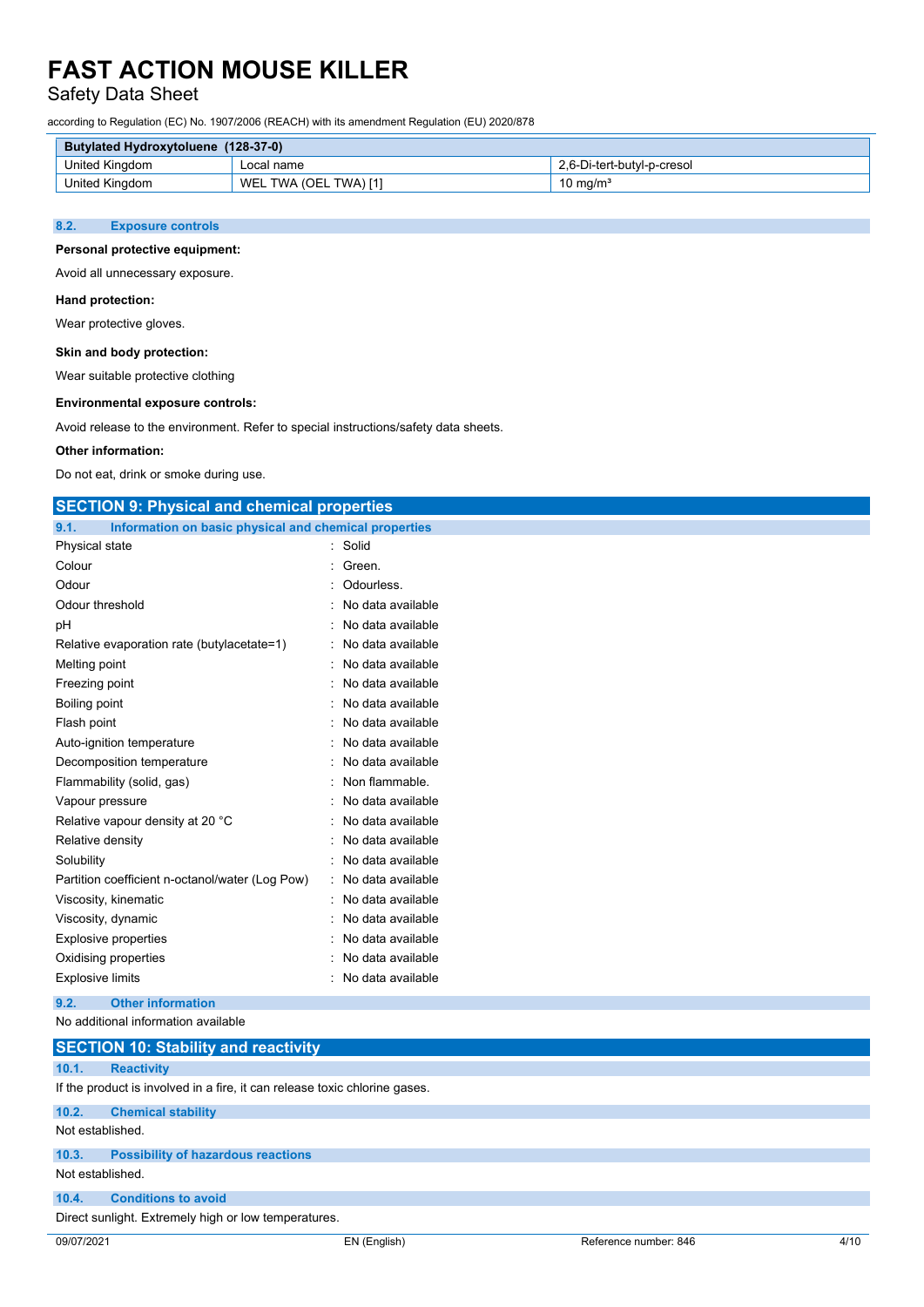| Butylated Hydroxytoluene (128-37-0) | | |
|---|---|---|
| United Kingdom | Local name | 2,6-Di-tert-butyl-p-cresol |
| United Kingdom | WEL TWA (OEL TWA) [1] | 10 mg/m³ |

### 8.2. Exposure controls

**Personal protective equipment:**

Avoid all unnecessary exposure.

**Hand protection:**

Wear protective gloves.

**Skin and body protection:**

Wear suitable protective clothing

**Environmental exposure controls:**

Avoid release to the environment. Refer to special instructions/safety data sheets.

**Other information:**

Do not eat, drink or smoke during use.

## SECTION 9: Physical and chemical properties

### 9.1. Information on basic physical and chemical properties

| | |
|---|---|
| Physical state | : Solid |
| Colour | : Green. |
| Odour | : Odourless. |
| Odour threshold | : No data available |
| pH | : No data available |
| Relative evaporation rate (butylacetate=1) | : No data available |
| Melting point | : No data available |
| Freezing point | : No data available |
| Boiling point | : No data available |
| Flash point | : No data available |
| Auto-ignition temperature | : No data available |
| Decomposition temperature | : No data available |
| Flammability (solid, gas) | : Non flammable. |
| Vapour pressure | : No data available |
| Relative vapour density at 20 °C | : No data available |
| Relative density | : No data available |
| Solubility | : No data available |
| Partition coefficient n-octanol/water (Log Pow) | : No data available |
| Viscosity, kinematic | : No data available |
| Viscosity, dynamic | : No data available |
| Explosive properties | : No data available |
| Oxidising properties | : No data available |
| Explosive limits | : No data available |

### 9.2. Other information

No additional information available

## SECTION 10: Stability and reactivity

### 10.1. Reactivity

If the product is involved in a fire, it can release toxic chlorine gases.

### 10.2. Chemical stability

Not established.

### 10.3. Possibility of hazardous reactions

Not established.

### 10.4. Conditions to avoid

Direct sunlight. Extremely high or low temperatures.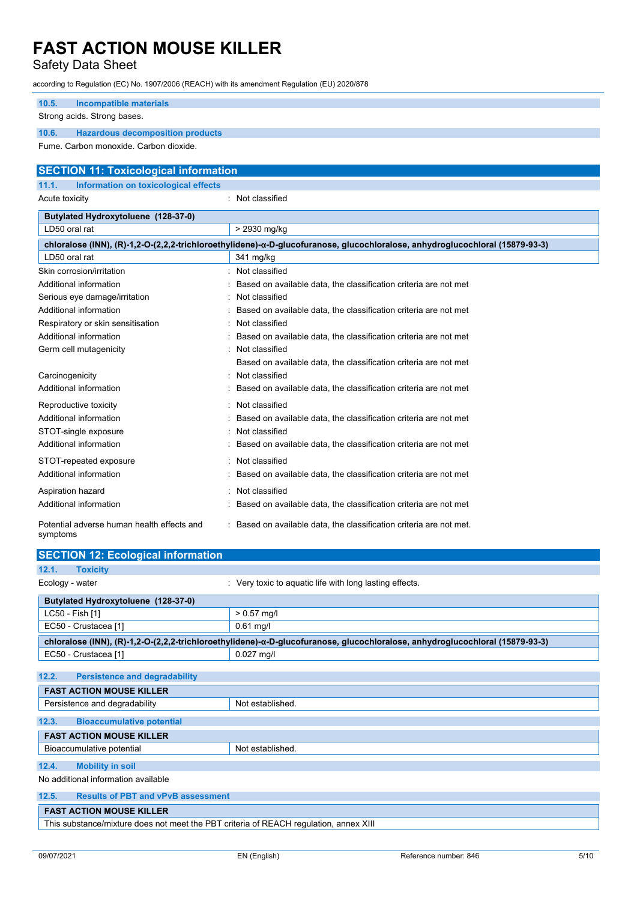#### 10.5. Incompatible materials

Strong acids. Strong bases.

#### 10.6. Hazardous decomposition products

Fume. Carbon monoxide. Carbon dioxide.

## SECTION 11: Toxicological information

### 11.1. Information on toxicological effects

Acute toxicity : Not classified

| Butylated Hydroxytoluene (128-37-0) | |
|---|---|
| LD50 oral rat | > 2930 mg/kg |
| **chloralose (INN), (R)-1,2-O-(2,2,2-trichloroethylidene)-α-D-glucofuranose, glucochloralose, anhydroglucochloral (15879-93-3)** | |
| LD50 oral rat | 341 mg/kg |

| | |
|---|---|
| Skin corrosion/irritation | : Not classified |
| Additional information | : Based on available data, the classification criteria are not met |
| Serious eye damage/irritation | : Not classified |
| Additional information | : Based on available data, the classification criteria are not met |
| Respiratory or skin sensitisation | : Not classified |
| Additional information | : Based on available data, the classification criteria are not met |
| Germ cell mutagenicity | : Not classified |
| | Based on available data, the classification criteria are not met |
| Carcinogenicity | : Not classified |
| Additional information | : Based on available data, the classification criteria are not met |
| Reproductive toxicity | : Not classified |
| Additional information | : Based on available data, the classification criteria are not met |
| STOT-single exposure | : Not classified |
| Additional information | : Based on available data, the classification criteria are not met |
| STOT-repeated exposure | : Not classified |
| Additional information | : Based on available data, the classification criteria are not met |
| Aspiration hazard | : Not classified |
| Additional information | : Based on available data, the classification criteria are not met |
| Potential adverse human health effects and symptoms | : Based on available data, the classification criteria are not met. |

## SECTION 12: Ecological information

### 12.1. Toxicity

Ecology - water : Very toxic to aquatic life with long lasting effects.

| Butylated Hydroxytoluene (128-37-0) | |
|---|---|
| LC50 - Fish [1] | > 0.57 mg/l |
| EC50 - Crustacea [1] | 0.61 mg/l |
| **chloralose (INN), (R)-1,2-O-(2,2,2-trichloroethylidene)-α-D-glucofuranose, glucochloralose, anhydroglucochloral (15879-93-3)** | |
| EC50 - Crustacea [1] | 0.027 mg/l |

### 12.2. Persistence and degradability

| FAST ACTION MOUSE KILLER | |
|---|---|
| Persistence and degradability | Not established. |

### 12.3. Bioaccumulative potential

| FAST ACTION MOUSE KILLER | |
|---|---|
| Bioaccumulative potential | Not established. |

### 12.4. Mobility in soil

No additional information available

### 12.5. Results of PBT and vPvB assessment

| FAST ACTION MOUSE KILLER |
|---|
| This substance/mixture does not meet the PBT criteria of REACH regulation, annex XIII |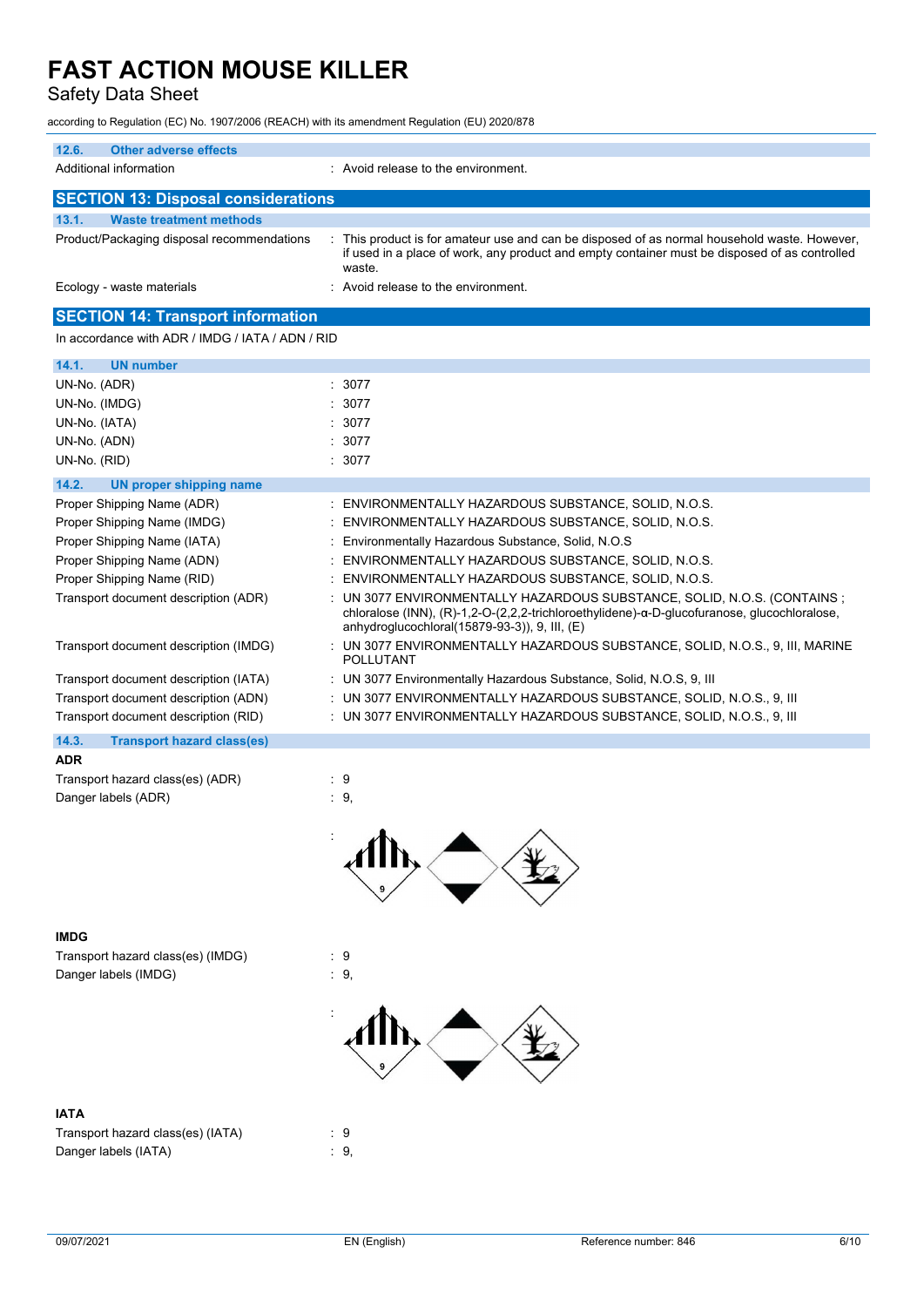**12.6. Other adverse effects**

Additional information : Avoid release to the environment.

## SECTION 13: Disposal considerations

**13.1. Waste treatment methods**

Product/Packaging disposal recommendations : This product is for amateur use and can be disposed of as normal household waste. However, if used in a place of work, any product and empty container must be disposed of as controlled waste.

Ecology - waste materials : Avoid release to the environment.

## SECTION 14: Transport information

In accordance with ADR / IMDG / IATA / ADN / RID

**14.1. UN number**

| | |
|---|---|
| UN-No. (ADR) | : 3077 |
| UN-No. (IMDG) | : 3077 |
| UN-No. (IATA) | : 3077 |
| UN-No. (ADN) | : 3077 |
| UN-No. (RID) | : 3077 |

**14.2. UN proper shipping name**

| | |
|---|---|
| Proper Shipping Name (ADR) | : ENVIRONMENTALLY HAZARDOUS SUBSTANCE, SOLID, N.O.S. |
| Proper Shipping Name (IMDG) | : ENVIRONMENTALLY HAZARDOUS SUBSTANCE, SOLID, N.O.S. |
| Proper Shipping Name (IATA) | : Environmentally Hazardous Substance, Solid, N.O.S |
| Proper Shipping Name (ADN) | : ENVIRONMENTALLY HAZARDOUS SUBSTANCE, SOLID, N.O.S. |
| Proper Shipping Name (RID) | : ENVIRONMENTALLY HAZARDOUS SUBSTANCE, SOLID, N.O.S. |
| Transport document description (ADR) | : UN 3077 ENVIRONMENTALLY HAZARDOUS SUBSTANCE, SOLID, N.O.S. (CONTAINS ; chloralose (INN), (R)-1,2-O-(2,2,2-trichloroethylidene)-α-D-glucofuranose, glucochloralose, anhydroglucochloral(15879-93-3)), 9, III, (E) |
| Transport document description (IMDG) | : UN 3077 ENVIRONMENTALLY HAZARDOUS SUBSTANCE, SOLID, N.O.S., 9, III, MARINE POLLUTANT |
| Transport document description (IATA) | : UN 3077 Environmentally Hazardous Substance, Solid, N.O.S, 9, III |
| Transport document description (ADN) | : UN 3077 ENVIRONMENTALLY HAZARDOUS SUBSTANCE, SOLID, N.O.S., 9, III |
| Transport document description (RID) | : UN 3077 ENVIRONMENTALLY HAZARDOUS SUBSTANCE, SOLID, N.O.S., 9, III |

**14.3. Transport hazard class(es)**

**ADR**

Transport hazard class(es) (ADR) : 9

Danger labels (ADR) : 9,

**IMDG**

Transport hazard class(es) (IMDG) : 9

Danger labels (IMDG) : 9,

**IATA**

Transport hazard class(es) (IATA) : 9

Danger labels (IATA) : 9,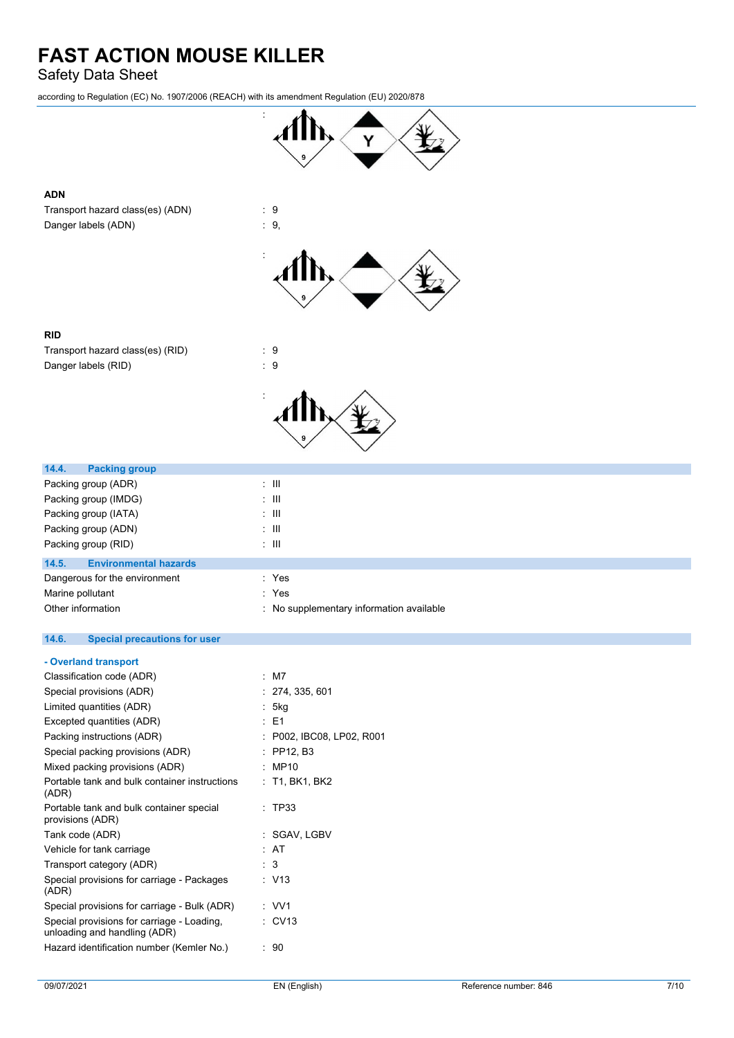:

**ADN**

| | |
|---|---|
| Transport hazard class(es) (ADN) | : 9 |
| Danger labels (ADN) | : 9, |
| | : |

**RID**

| | |
|---|---|
| Transport hazard class(es) (RID) | : 9 |
| Danger labels (RID) | : 9 |
| | : |

## 14.4. Packing group

| | |
|---|---|
| Packing group (ADR) | : III |
| Packing group (IMDG) | : III |
| Packing group (IATA) | : III |
| Packing group (ADN) | : III |
| Packing group (RID) | : III |

## 14.5. Environmental hazards

| | |
|---|---|
| Dangerous for the environment | : Yes |
| Marine pollutant | : Yes |
| Other information | : No supplementary information available |

## 14.6. Special precautions for user

**- Overland transport**

| | |
|---|---|
| Classification code (ADR) | : M7 |
| Special provisions (ADR) | : 274, 335, 601 |
| Limited quantities (ADR) | : 5kg |
| Excepted quantities (ADR) | : E1 |
| Packing instructions (ADR) | : P002, IBC08, LP02, R001 |
| Special packing provisions (ADR) | : PP12, B3 |
| Mixed packing provisions (ADR) | : MP10 |
| Portable tank and bulk container instructions (ADR) | : T1, BK1, BK2 |
| Portable tank and bulk container special provisions (ADR) | : TP33 |
| Tank code (ADR) | : SGAV, LGBV |
| Vehicle for tank carriage | : AT |
| Transport category (ADR) | : 3 |
| Special provisions for carriage - Packages (ADR) | : V13 |
| Special provisions for carriage - Bulk (ADR) | : VV1 |
| Special provisions for carriage - Loading, unloading and handling (ADR) | : CV13 |
| Hazard identification number (Kemler No.) | : 90 |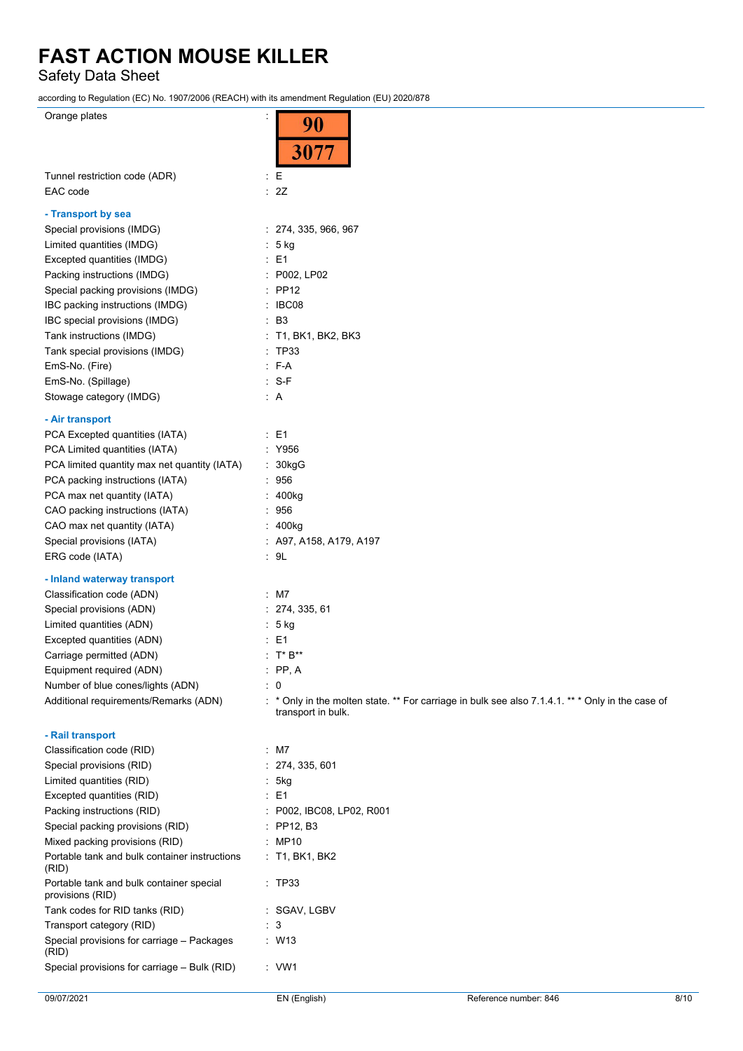| | |
|---|---|
| Orange plates | : 90 / 3077 |
| Tunnel restriction code (ADR) | : E |
| EAC code | : 2Z |

**- Transport by sea**

| | |
|---|---|
| Special provisions (IMDG) | : 274, 335, 966, 967 |
| Limited quantities (IMDG) | : 5 kg |
| Excepted quantities (IMDG) | : E1 |
| Packing instructions (IMDG) | : P002, LP02 |
| Special packing provisions (IMDG) | : PP12 |
| IBC packing instructions (IMDG) | : IBC08 |
| IBC special provisions (IMDG) | : B3 |
| Tank instructions (IMDG) | : T1, BK1, BK2, BK3 |
| Tank special provisions (IMDG) | : TP33 |
| EmS-No. (Fire) | : F-A |
| EmS-No. (Spillage) | : S-F |
| Stowage category (IMDG) | : A |

**- Air transport**

| | |
|---|---|
| PCA Excepted quantities (IATA) | : E1 |
| PCA Limited quantities (IATA) | : Y956 |
| PCA limited quantity max net quantity (IATA) | : 30kgG |
| PCA packing instructions (IATA) | : 956 |
| PCA max net quantity (IATA) | : 400kg |
| CAO packing instructions (IATA) | : 956 |
| CAO max net quantity (IATA) | : 400kg |
| Special provisions (IATA) | : A97, A158, A179, A197 |
| ERG code (IATA) | : 9L |

**- Inland waterway transport**

| | |
|---|---|
| Classification code (ADN) | : M7 |
| Special provisions (ADN) | : 274, 335, 61 |
| Limited quantities (ADN) | : 5 kg |
| Excepted quantities (ADN) | : E1 |
| Carriage permitted (ADN) | : T* B** |
| Equipment required (ADN) | : PP, A |
| Number of blue cones/lights (ADN) | : 0 |
| Additional requirements/Remarks (ADN) | : * Only in the molten state. ** For carriage in bulk see also 7.1.4.1. ** * Only in the case of transport in bulk. |

**- Rail transport**

| | |
|---|---|
| Classification code (RID) | : M7 |
| Special provisions (RID) | : 274, 335, 601 |
| Limited quantities (RID) | : 5kg |
| Excepted quantities (RID) | : E1 |
| Packing instructions (RID) | : P002, IBC08, LP02, R001 |
| Special packing provisions (RID) | : PP12, B3 |
| Mixed packing provisions (RID) | : MP10 |
| Portable tank and bulk container instructions (RID) | : T1, BK1, BK2 |
| Portable tank and bulk container special provisions (RID) | : TP33 |
| Tank codes for RID tanks (RID) | : SGAV, LGBV |
| Transport category (RID) | : 3 |
| Special provisions for carriage – Packages (RID) | : W13 |
| Special provisions for carriage – Bulk (RID) | : VW1 |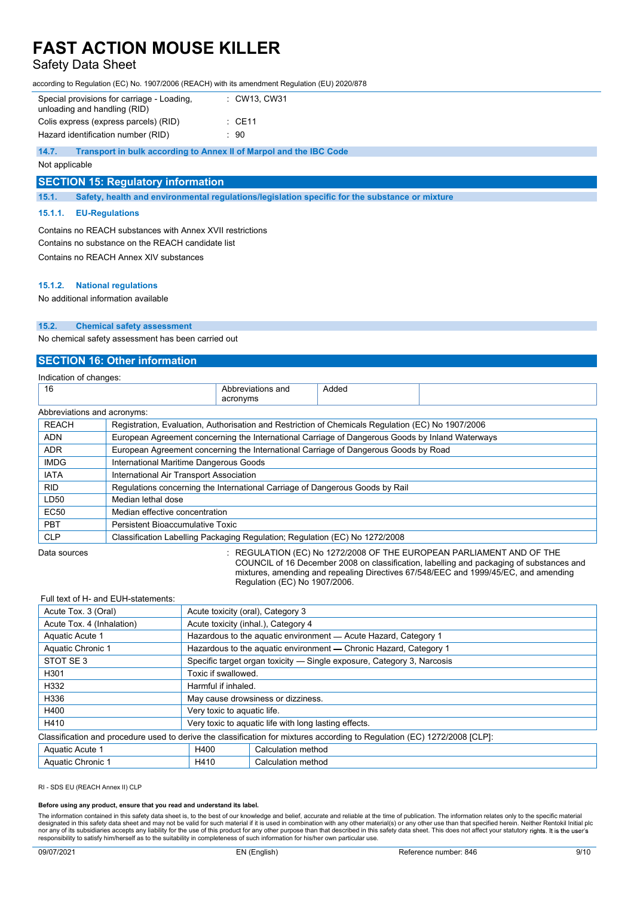| | |
|---|---|
| Special provisions for carriage - Loading, unloading and handling (RID) | : CW13, CW31 |
| Colis express (express parcels) (RID) | : CE11 |
| Hazard identification number (RID) | : 90 |

### 14.7. Transport in bulk according to Annex II of Marpol and the IBC Code

Not applicable

## SECTION 15: Regulatory information

### 15.1. Safety, health and environmental regulations/legislation specific for the substance or mixture

#### 15.1.1. EU-Regulations

Contains no REACH substances with Annex XVII restrictions

Contains no substance on the REACH candidate list

Contains no REACH Annex XIV substances

#### 15.1.2. National regulations

No additional information available

### 15.2. Chemical safety assessment

No chemical safety assessment has been carried out

## SECTION 16: Other information

Indication of changes:

| | | | |
|---|---|---|---|
| 16 | Abbreviations and acronyms | Added | |

Abbreviations and acronyms:

| | |
|---|---|
| REACH | Registration, Evaluation, Authorisation and Restriction of Chemicals Regulation (EC) No 1907/2006 |
| ADN | European Agreement concerning the International Carriage of Dangerous Goods by Inland Waterways |
| ADR | European Agreement concerning the International Carriage of Dangerous Goods by Road |
| IMDG | International Maritime Dangerous Goods |
| IATA | International Air Transport Association |
| RID | Regulations concerning the International Carriage of Dangerous Goods by Rail |
| LD50 | Median lethal dose |
| EC50 | Median effective concentration |
| PBT | Persistent Bioaccumulative Toxic |
| CLP | Classification Labelling Packaging Regulation; Regulation (EC) No 1272/2008 |

Data sources : REGULATION (EC) No 1272/2008 OF THE EUROPEAN PARLIAMENT AND OF THE COUNCIL of 16 December 2008 on classification, labelling and packaging of substances and mixtures, amending and repealing Directives 67/548/EEC and 1999/45/EC, and amending Regulation (EC) No 1907/2006.

Full text of H- and EUH-statements:

| | |
|---|---|
| Acute Tox. 3 (Oral) | Acute toxicity (oral), Category 3 |
| Acute Tox. 4 (Inhalation) | Acute toxicity (inhal.), Category 4 |
| Aquatic Acute 1 | Hazardous to the aquatic environment — Acute Hazard, Category 1 |
| Aquatic Chronic 1 | Hazardous to the aquatic environment — Chronic Hazard, Category 1 |
| STOT SE 3 | Specific target organ toxicity — Single exposure, Category 3, Narcosis |
| H301 | Toxic if swallowed. |
| H332 | Harmful if inhaled. |
| H336 | May cause drowsiness or dizziness. |
| H400 | Very toxic to aquatic life. |
| H410 | Very toxic to aquatic life with long lasting effects. |

Classification and procedure used to derive the classification for mixtures according to Regulation (EC) 1272/2008 [CLP]:

| | | |
|---|---|---|
| Aquatic Acute 1 | H400 | Calculation method |
| Aquatic Chronic 1 | H410 | Calculation method |

RI - SDS EU (REACH Annex II) CLP

**Before using any product, ensure that you read and understand its label.**

The information contained in this safety data sheet is, to the best of our knowledge and belief, accurate and reliable at the time of publication. The information relates only to the specific material designated in this safety data sheet and may not be valid for such material if it is used in combination with any other material(s) or any other use than that specified herein. Neither Rentokil Initial plc nor any of its subsidiaries accepts any liability for the use of this product for any other purpose than that described in this safety data sheet. This does not affect your statutory rights. It is the user's responsibility to satisfy him/herself as to the suitability in completeness of such information for his/her own particular use.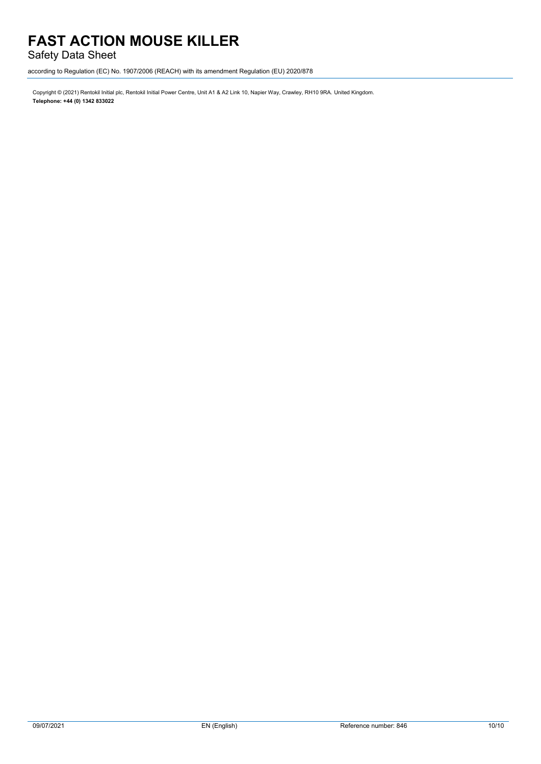Copyright © (2021) Rentokil Initial plc, Rentokil Initial Power Centre, Unit A1 & A2 Link 10, Napier Way, Crawley, RH10 9RA. United Kingdom.
**Telephone: +44 (0) 1342 833022**